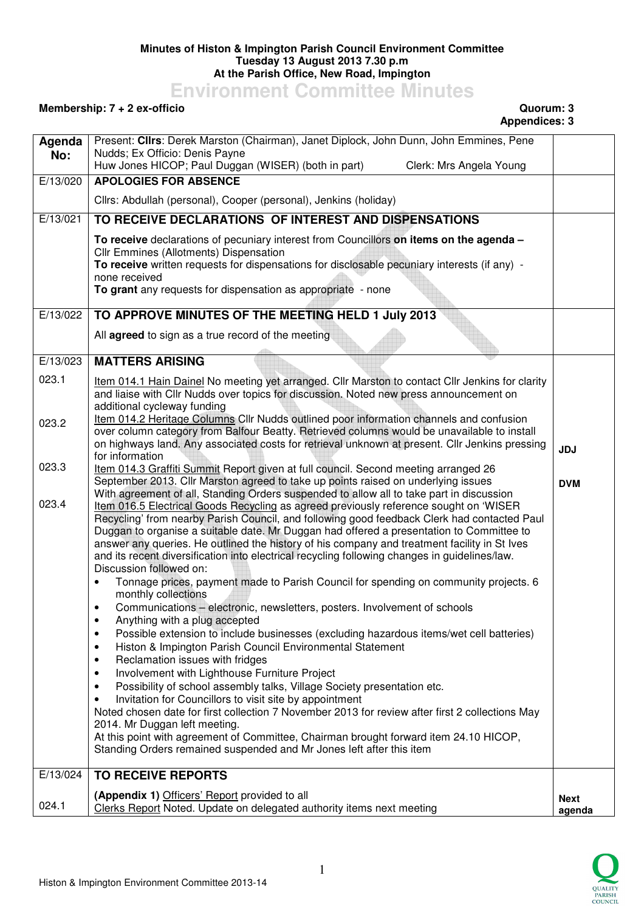**Minutes of Histon & Impington Parish Council Environment Committee**
**Tuesday 13 August 2013 7.30 p.m**
**At the Parish Office, New Road, Impington**

# Environment Committee Minutes

**Membership: 7 + 2 ex-officio** | **Quorum: 3**
**Appendices: 3**

| Agenda No: | Present: **Cllrs**: Derek Marston (Chairman), Janet Diplock, John Dunn, John Emmines, Pene Nudds; Ex Officio: Denis Payne<br>Huw Jones HICOP; Paul Duggan (WISER) (both in part) Clerk: Mrs Angela Young | |
|---|---|---|
| E/13/020 | **APOLOGIES FOR ABSENCE**<br>Cllrs: Abdullah (personal), Cooper (personal), Jenkins (holiday) | |
| E/13/021 | **TO RECEIVE DECLARATIONS OF INTEREST AND DISPENSATIONS**<br>**To receive** declarations of pecuniary interest from Councillors **on items on the agenda –** Cllr Emmines (Allotments) Dispensation<br>**To receive** written requests for dispensations for disclosable pecuniary interests (if any) - none received<br>**To grant** any requests for dispensation as appropriate - none | |
| E/13/022 | **TO APPROVE MINUTES OF THE MEETING HELD 1 July 2013**<br>All **agreed** to sign as a true record of the meeting | |
| E/13/023 | **MATTERS ARISING** | |
| 023.1 | Item 014.1 Hain Dainel No meeting yet arranged. Cllr Marston to contact Cllr Jenkins for clarity and liaise with Cllr Nudds over topics for discussion. Noted new press announcement on additional cycleway funding | |
| 023.2 | Item 014.2 Heritage Columns Cllr Nudds outlined poor information channels and confusion over column category from Balfour Beatty. Retrieved columns would be unavailable to install on highways land. Any associated costs for retrieval unknown at present. Cllr Jenkins pressing for information | **JDJ** |
| 023.3 | Item 014.3 Graffiti Summit Report given at full council. Second meeting arranged 26 September 2013. Cllr Marston agreed to take up points raised on underlying issues<br>With agreement of all, Standing Orders suspended to allow all to take part in discussion | **DVM** |
| 023.4 | Item 016.5 Electrical Goods Recycling as agreed previously reference sought on 'WISER Recycling' from nearby Parish Council, and following good feedback Clerk had contacted Paul Duggan to organise a suitable date. Mr Duggan had offered a presentation to Committee to answer any queries. He outlined the history of his company and treatment facility in St Ives and its recent diversification into electrical recycling following changes in guidelines/law.<br>Discussion followed on:<br>• Tonnage prices, payment made to Parish Council for spending on community projects. 6 monthly collections<br>• Communications – electronic, newsletters, posters. Involvement of schools<br>• Anything with a plug accepted<br>• Possible extension to include businesses (excluding hazardous items/wet cell batteries)<br>• Histon & Impington Parish Council Environmental Statement<br>• Reclamation issues with fridges<br>• Involvement with Lighthouse Furniture Project<br>• Possibility of school assembly talks, Village Society presentation etc.<br>• Invitation for Councillors to visit site by appointment<br>Noted chosen date for first collection 7 November 2013 for review after first 2 collections May 2014. Mr Duggan left meeting.<br>At this point with agreement of Committee, Chairman brought forward item 24.10 HICOP, Standing Orders remained suspended and Mr Jones left after this item | |
| E/13/024 | **TO RECEIVE REPORTS** | |
| 024.1 | **(Appendix 1)** Officers' Report provided to all<br>Clerks Report Noted. Update on delegated authority items next meeting | **Next agenda** |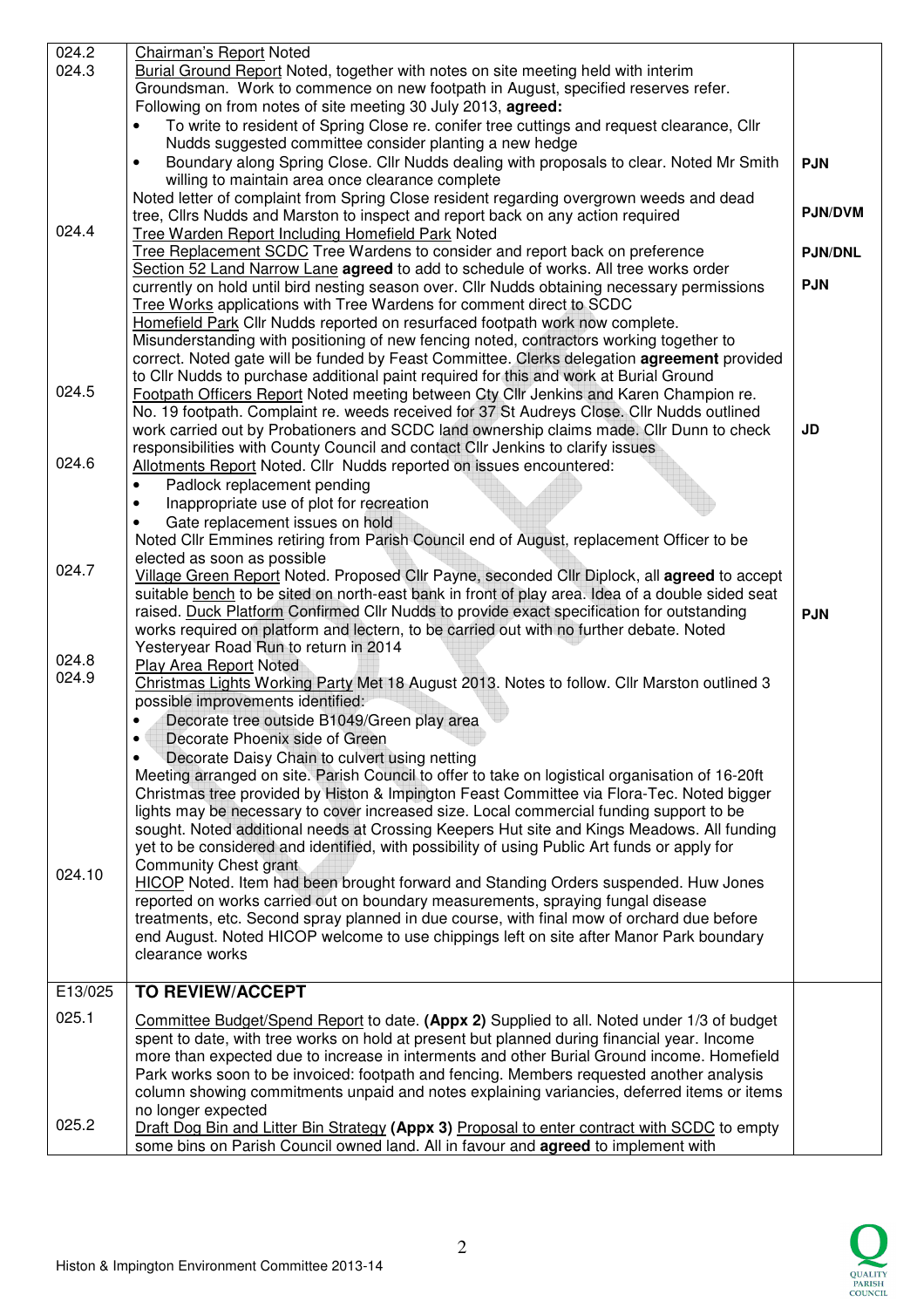| | | |
|---|---|---|
| 024.2 | Chairman's Report Noted | |
| 024.3 | Burial Ground Report Noted, together with notes on site meeting held with interim Groundsman. Work to commence on new footpath in August, specified reserves refer. Following on from notes of site meeting 30 July 2013, **agreed:**<br>• To write to resident of Spring Close re. conifer tree cuttings and request clearance, Cllr Nudds suggested committee consider planting a new hedge<br>• Boundary along Spring Close. Cllr Nudds dealing with proposals to clear. Noted Mr Smith willing to maintain area once clearance complete<br>Noted letter of complaint from Spring Close resident regarding overgrown weeds and dead tree, Cllrs Nudds and Marston to inspect and report back on any action required | **PJN**<br><br>**PJN/DVM** |
| 024.4 | Tree Warden Report Including Homefield Park Noted<br>Tree Replacement SCDC Tree Wardens to consider and report back on preference<br>Section 52 Land Narrow Lane **agreed** to add to schedule of works. All tree works order currently on hold until bird nesting season over. Cllr Nudds obtaining necessary permissions<br>Tree Works applications with Tree Wardens for comment direct to SCDC<br>Homefield Park Cllr Nudds reported on resurfaced footpath work now complete. Misunderstanding with positioning of new fencing noted, contractors working together to correct. Noted gate will be funded by Feast Committee. Clerks delegation **agreement** provided to Cllr Nudds to purchase additional paint required for this and work at Burial Ground | **PJN/DNL**<br><br>**PJN** |
| 024.5 | Footpath Officers Report Noted meeting between Cty Cllr Jenkins and Karen Champion re. No. 19 footpath. Complaint re. weeds received for 37 St Audreys Close. Cllr Nudds outlined work carried out by Probationers and SCDC land ownership claims made. Cllr Dunn to check responsibilities with County Council and contact Cllr Jenkins to clarify issues | **JD** |
| 024.6 | Allotments Report Noted. Cllr Nudds reported on issues encountered:<br>• Padlock replacement pending<br>• Inappropriate use of plot for recreation<br>• Gate replacement issues on hold<br>Noted Cllr Emmines retiring from Parish Council end of August, replacement Officer to be elected as soon as possible | |
| 024.7 | Village Green Report Noted. Proposed Cllr Payne, seconded Cllr Diplock, all **agreed** to accept suitable bench to be sited on north-east bank in front of play area. Idea of a double sided seat raised. Duck Platform Confirmed Cllr Nudds to provide exact specification for outstanding works required on platform and lectern, to be carried out with no further debate. Noted Yesteryear Road Run to return in 2014 | **PJN** |
| 024.8 | Play Area Report Noted | |
| 024.9 | Christmas Lights Working Party Met 18 August 2013. Notes to follow. Cllr Marston outlined 3 possible improvements identified:<br>• Decorate tree outside B1049/Green play area<br>• Decorate Phoenix side of Green<br>• Decorate Daisy Chain to culvert using netting<br>Meeting arranged on site. Parish Council to offer to take on logistical organisation of 16-20ft Christmas tree provided by Histon & Impington Feast Committee via Flora-Tec. Noted bigger lights may be necessary to cover increased size. Local commercial funding support to be sought. Noted additional needs at Crossing Keepers Hut site and Kings Meadows. All funding yet to be considered and identified, with possibility of using Public Art funds or apply for Community Chest grant | |
| 024.10 | HICOP Noted. Item had been brought forward and Standing Orders suspended. Huw Jones reported on works carried out on boundary measurements, spraying fungal disease treatments, etc. Second spray planned in due course, with final mow of orchard due before end August. Noted HICOP welcome to use chippings left on site after Manor Park boundary clearance works | |
| E13/025 | **TO REVIEW/ACCEPT** | |
| 025.1 | Committee Budget/Spend Report to date. **(Appx 2)** Supplied to all. Noted under 1/3 of budget spent to date, with tree works on hold at present but planned during financial year. Income more than expected due to increase in interments and other Burial Ground income. Homefield Park works soon to be invoiced: footpath and fencing. Members requested another analysis column showing commitments unpaid and notes explaining variancies, deferred items or items no longer expected | |
| 025.2 | Draft Dog Bin and Litter Bin Strategy **(Appx 3)** Proposal to enter contract with SCDC to empty some bins on Parish Council owned land. All in favour and **agreed** to implement with | |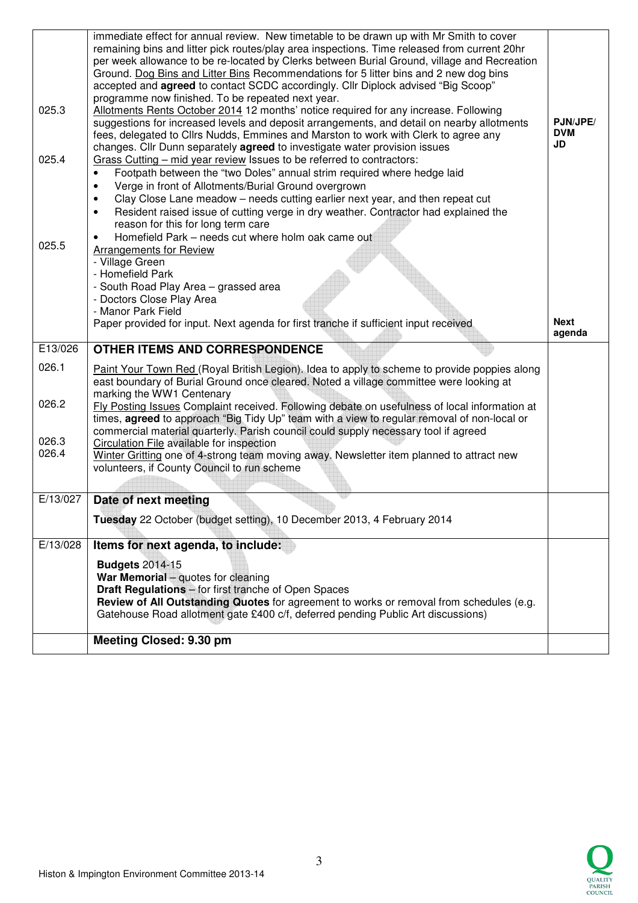| | | |
|---|---|---|
| 025.3 | immediate effect for annual review. New timetable to be drawn up with Mr Smith to cover remaining bins and litter pick routes/play area inspections. Time released from current 20hr per week allowance to be re-located by Clerks between Burial Ground, village and Recreation Ground. Dog Bins and Litter Bins Recommendations for 5 litter bins and 2 new dog bins accepted and **agreed** to contact SCDC accordingly. Cllr Diplock advised "Big Scoop" programme now finished. To be repeated next year.<br>Allotments Rents October 2014 12 months' notice required for any increase. Following suggestions for increased levels and deposit arrangements, and detail on nearby allotments fees, delegated to Cllrs Nudds, Emmines and Marston to work with Clerk to agree any changes. Cllr Dunn separately **agreed** to investigate water provision issues | **PJN/JPE/ DVM JD** |
| 025.4 | Grass Cutting – mid year review Issues to be referred to contractors:<br>• Footpath between the "two Doles" annual strim required where hedge laid<br>• Verge in front of Allotments/Burial Ground overgrown<br>• Clay Close Lane meadow – needs cutting earlier next year, and then repeat cut<br>• Resident raised issue of cutting verge in dry weather. Contractor had explained the reason for this for long term care<br>• Homefield Park – needs cut where holm oak came out | |
| 025.5 | Arrangements for Review<br>- Village Green<br>- Homefield Park<br>- South Road Play Area – grassed area<br>- Doctors Close Play Area<br>- Manor Park Field<br>Paper provided for input. Next agenda for first tranche if sufficient input received | **Next agenda** |
| E13/026 | **OTHER ITEMS AND CORRESPONDENCE** | |
| 026.1 | Paint Your Town Red (Royal British Legion). Idea to apply to scheme to provide poppies along east boundary of Burial Ground once cleared. Noted a village committee were looking at marking the WW1 Centenary | |
| 026.2 | Fly Posting Issues Complaint received. Following debate on usefulness of local information at times, **agreed** to approach "Big Tidy Up" team with a view to regular removal of non-local or commercial material quarterly. Parish council could supply necessary tool if agreed | |
| 026.3 | Circulation File available for inspection | |
| 026.4 | Winter Gritting one of 4-strong team moving away. Newsletter item planned to attract new volunteers, if County Council to run scheme | |
| E/13/027 | **Date of next meeting**<br>**Tuesday** 22 October (budget setting), 10 December 2013, 4 February 2014 | |
| E/13/028 | **Items for next agenda, to include:**<br>**Budgets** 2014-15<br>**War Memorial** – quotes for cleaning<br>**Draft Regulations** – for first tranche of Open Spaces<br>**Review of All Outstanding Quotes** for agreement to works or removal from schedules (e.g. Gatehouse Road allotment gate £400 c/f, deferred pending Public Art discussions) | |
| | **Meeting Closed: 9.30 pm** | |